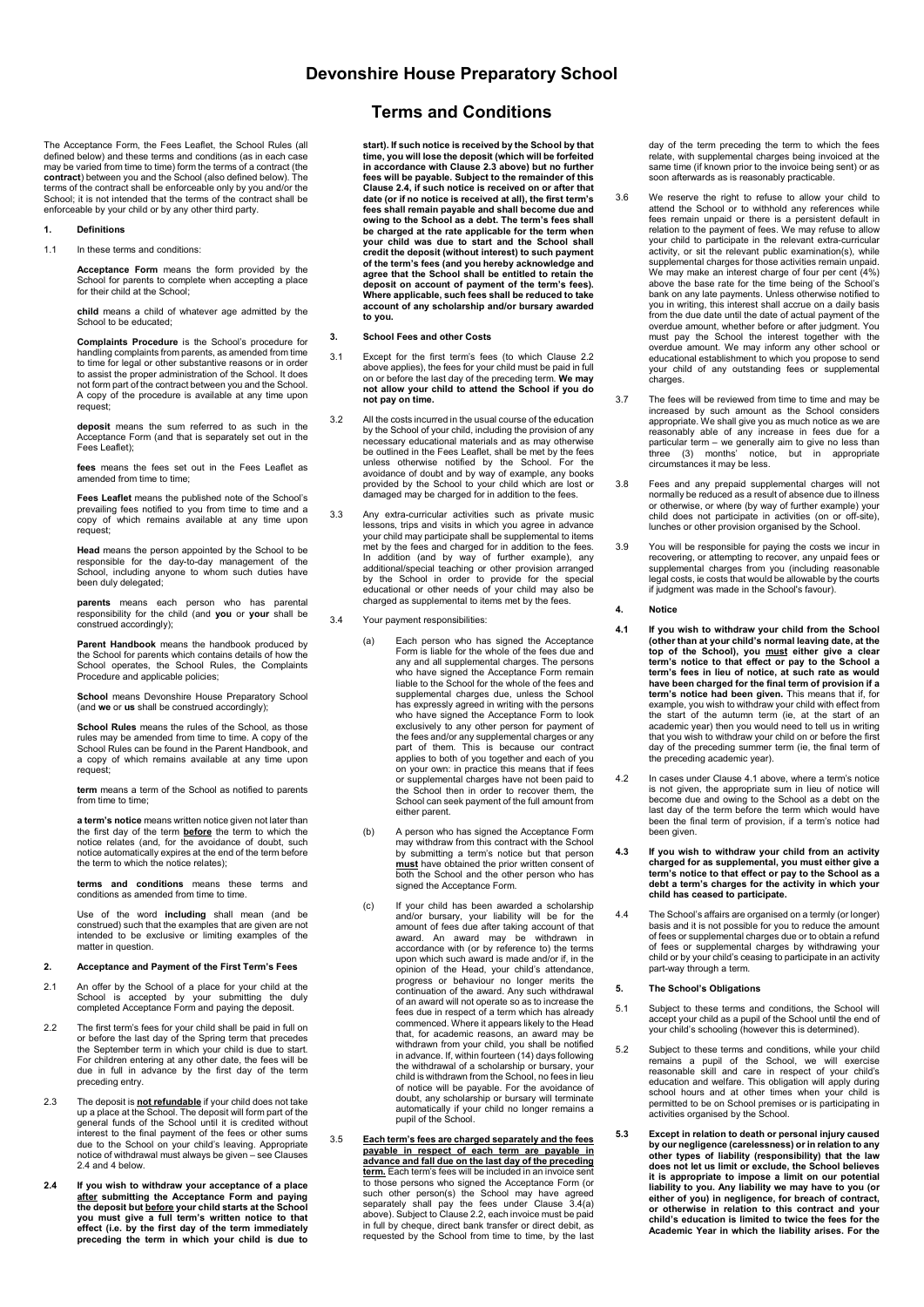# Devonshire House Preparatory School

# Terms and Conditions

The Acceptance Form, the Fees Leaflet, the School Rules (all defined below) and these terms and conditions (as in each case may be varied from time to time) form the terms of a contract (the **contract**) between you and the School (also defined below). The terms of the contract shall be enforceable only by you and/or the School; it is not intended that the terms of the contract shall be enforceable by your child or by any other third party.

## 1. Definitions

1.1 In these terms and conditions:

**Acceptance Form** means the form provided by the School for parents to complete when accepting a place for their child at the School;

**child** means a child of whatever age admitted by the School to be educated;

**Complaints Procedure** is the School's procedure for handling complaints from parents, as amended from time to time for legal or other substantive reasons or in order to assist the proper administration of the School. It does not form part of the contract between you and the School. A copy of the procedure is available at any time upon request;

**deposit** means the sum referred to as such in the Acceptance Form (and that is separately set out in the Fees Leaflet);

**fees** means the fees set out in the Fees Leaflet as amended from time to time;

**Fees Leaflet** means the published note of the School's prevailing fees notified to you from time to time and a copy of which remains available at any time upon request;

**Head** means the person appointed by the School to be responsible for the day-to-day management of the School, including anyone to whom such duties have been duly delegated;

**parents** means each person who has parental responsibility for the child (and **you** or **your** shall be construed accordingly);

**Parent Handbook** means the handbook produced by the School for parents which contains details of how the School operates, the School Rules, the Complaints Procedure and applicable policies;

**School** means Devonshire House Preparatory School (and **we** or **us** shall be construed accordingly);

**School Rules** means the rules of the School, as those rules may be amended from time to time. A copy of the School Rules can be found in the Parent Handbook, and a copy of which remains available at any time upon request;

**term** means a term of the School as notified to parents from time to time;

**a term's notice** means written notice given not later than the first day of the term **before** the term to which the notice relates (and, for the avoidance of doubt, such notice automatically expires at the end of the term before the term to which the notice relates);

**terms and conditions** means these terms and conditions as amended from time to time.

Use of the word **including** shall mean (and be construed) such that the examples that are given are not intended to be exclusive or limiting examples of the matter in question.

## 2. Acceptance and Payment of the First Term's Fees

2.1 An offer by the School of a place for your child at the School is accepted by your submitting the duly completed Acceptance Form and paying the deposit.

2.2 The first term's fees for your child shall be paid in full on or before the last day of the Spring term that precedes the September term in which your child is due to start. For children entering at any other date, the fees will be due in full in advance by the first day of the term preceding entry.

2.3 The deposit is **not refundable** if your child does not take up a place at the School. The deposit will form part of the general funds of the School until it is credited without interest to the final payment of the fees or other sums due to the School on your child's leaving. Appropriate notice of withdrawal must always be given – see Clauses 2.4 and 4 below.

**2.4 If you wish to withdraw your acceptance of a place after submitting the Acceptance Form and paying the deposit but before your child starts at the School you must give a full term's written notice to that effect (i.e. by the first day of the term immediately preceding the term in which your child is due to start). If such notice is received by the School by that time, you will lose the deposit (which will be forfeited in accordance with Clause 2.3 above) but no further fees will be payable. Subject to the remainder of this Clause 2.4, if such notice is received on or after that date (or if no notice is received at all), the first term's fees shall remain payable and shall become due and owing to the School as a debt. The term's fees shall be charged at the rate applicable for the term when your child was due to start and the School shall credit the deposit (without interest) to such payment of the term's fees (and you hereby acknowledge and agree that the School shall be entitled to retain the deposit on account of payment of the term's fees). Where applicable, such fees shall be reduced to take account of any scholarship and/or bursary awarded to you.**

## 3. School Fees and other Costs

3.1 Except for the first term's fees (to which Clause 2.2 above applies), the fees for your child must be paid in full on or before the last day of the preceding term. **We may not allow your child to attend the School if you do not pay on time.**

3.2 All the costs incurred in the usual course of the education by the School of your child, including the provision of any necessary educational materials and as may otherwise be outlined in the Fees Leaflet, shall be met by the fees unless otherwise notified by the School. For the avoidance of doubt and by way of example, any books provided by the School to your child which are lost or damaged may be charged for in addition to the fees.

3.3 Any extra-curricular activities such as private music lessons, trips and visits in which you agree in advance your child may participate shall be supplemental to items met by the fees and charged for in addition to the fees. In addition (and by way of further example), any additional/special teaching or other provision arranged by the School in order to provide for the special educational or other needs of your child may also be charged as supplemental to items met by the fees.

3.4 Your payment responsibilities:

(a) Each person who has signed the Acceptance Form is liable for the whole of the fees due and any and all supplemental charges. The persons who have signed the Acceptance Form remain liable to the School for the whole of the fees and supplemental charges due, unless the School has expressly agreed in writing with the persons who have signed the Acceptance Form to look exclusively to any other person for payment of the fees and/or any supplemental charges or any part of them. This is because our contract applies to both of you together and each of you on your own: in practice this means that if fees or supplemental charges have not been paid to the School then in order to recover them, the School can seek payment of the full amount from either parent.

(b) A person who has signed the Acceptance Form may withdraw from this contract with the School by submitting a term's notice but that person **must** have obtained the prior written consent of both the School and the other person who has signed the Acceptance Form.

(c) If your child has been awarded a scholarship and/or bursary, your liability will be for the amount of fees due after taking account of that award. An award may be withdrawn in accordance with (or by reference to) the terms upon which such award is made and/or if, in the opinion of the Head, your child's attendance, progress or behaviour no longer merits the continuation of the award. Any such withdrawal of an award will not operate so as to increase the fees due in respect of a term which has already commenced. Where it appears likely to the Head that, for academic reasons, an award may be withdrawn from your child, you shall be notified in advance. If, within fourteen (14) days following the withdrawal of a scholarship or bursary, your child is withdrawn from the School, no fees in lieu of notice will be payable. For the avoidance of doubt, any scholarship or bursary will terminate automatically if your child no longer remains a pupil of the School.

3.5 **Each term's fees are charged separately and the fees payable in respect of each term are payable in advance and fall due on the last day of the preceding term.** Each term's fees will be included in an invoice sent to those persons who signed the Acceptance Form (or such other person(s) the School may have agreed separately shall pay the fees under Clause 3.4(a) above). Subject to Clause 2.2, each invoice must be paid in full by cheque, direct bank transfer or direct debit, as requested by the School from time to time, by the last day of the term preceding the term to which the fees relate, with supplemental charges being invoiced at the same time (if known prior to the invoice being sent) or as soon afterwards as is reasonably practicable.

3.6 We reserve the right to refuse to allow your child to attend the School or to withhold any references while fees remain unpaid or there is a persistent default in relation to the payment of fees. We may refuse to allow your child to participate in the relevant extra-curricular activity, or sit the relevant public examination(s), while supplemental charges for those activities remain unpaid. We may make an interest charge of four per cent (4%) above the base rate for the time being of the School's bank on any late payments. Unless otherwise notified to you in writing, this interest shall accrue on a daily basis from the due date until the date of actual payment of the overdue amount, whether before or after judgment. You must pay the School the interest together with the overdue amount. We may inform any other school or educational establishment to which you propose to send your child of any outstanding fees or supplemental charges.

3.7 The fees will be reviewed from time to time and may be increased by such amount as the School considers appropriate. We shall give you as much notice as we are reasonably able of any increase in fees due for a particular term – we generally aim to give no less than three (3) months' notice, but in appropriate circumstances it may be less.

3.8 Fees and any prepaid supplemental charges will not normally be reduced as a result of absence due to illness or otherwise, or where (by way of further example) your child does not participate in activities (on or off-site), lunches or other provision organised by the School.

3.9 You will be responsible for paying the costs we incur in recovering, or attempting to recover, any unpaid fees or supplemental charges from you (including reasonable legal costs, ie costs that would be allowable by the courts if judgment was made in the School's favour).

## 4. Notice

**4.1 If you wish to withdraw your child from the School (other than at your child's normal leaving date, at the top of the School), you must either give a clear term's notice to that effect or pay to the School a term's fees in lieu of notice, at such rate as would have been charged for the final term of provision if a term's notice had been given.** This means that if, for example, you wish to withdraw your child with effect from the start of the autumn term (ie, at the start of an academic year) then you would need to tell us in writing that you wish to withdraw your child on or before the first day of the preceding summer term (ie, the final term of the preceding academic year).

4.2 In cases under Clause 4.1 above, where a term's notice is not given, the appropriate sum in lieu of notice will become due and owing to the School as a debt on the last day of the term before the term which would have been the final term of provision, if a term's notice had been given.

**4.3 If you wish to withdraw your child from an activity charged for as supplemental, you must either give a term's notice to that effect or pay to the School as a debt a term's charges for the activity in which your child has ceased to participate.**

4.4 The School's affairs are organised on a termly (or longer) basis and it is not possible for you to reduce the amount of fees or supplemental charges due or to obtain a refund of fees or supplemental charges by withdrawing your child or by your child's ceasing to participate in an activity part-way through a term.

## 5. The School's Obligations

5.1 Subject to these terms and conditions, the School will accept your child as a pupil of the School until the end of your child's schooling (however this is determined).

5.2 Subject to these terms and conditions, while your child remains a pupil of the School, we will exercise reasonable skill and care in respect of your child's education and welfare. This obligation will apply during school hours and at other times when your child is permitted to be on School premises or is participating in activities organised by the School.

**5.3 Except in relation to death or personal injury caused by our negligence (carelessness) or in relation to any other types of liability (responsibility) that the law does not let us limit or exclude, the School believes it is appropriate to impose a limit on our potential liability to you. Any liability we may have to you (or either of you) in negligence, for breach of contract, or otherwise in relation to this contract and your child's education is limited to twice the fees for the Academic Year in which the liability arises. For the**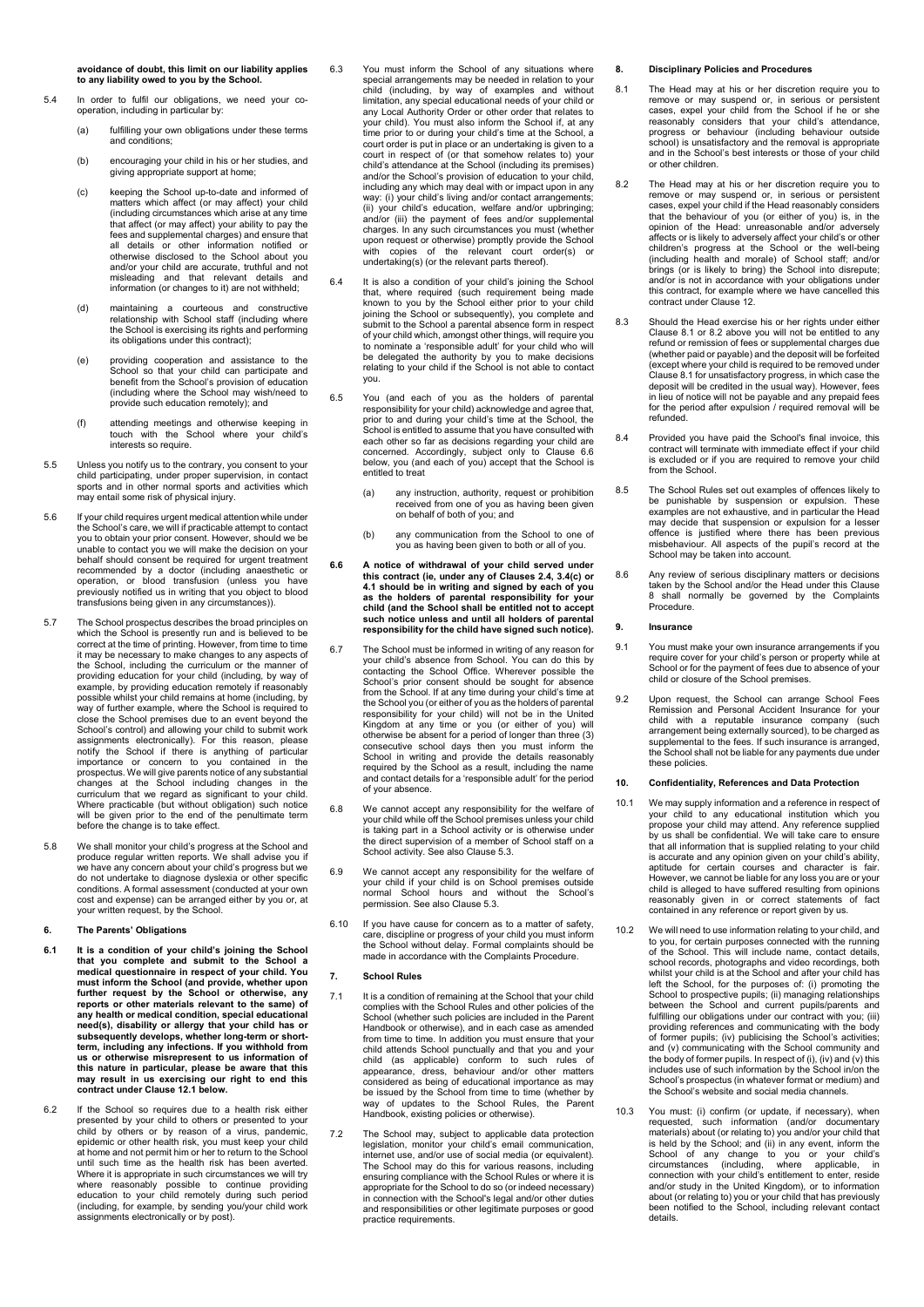**avoidance of doubt, this limit on our liability applies to any liability owed to you by the School.**

5.4 In order to fulfil our obligations, we need your co-operation, including in particular by:

(a) fulfilling your own obligations under these terms and conditions;

(b) encouraging your child in his or her studies, and giving appropriate support at home;

(c) keeping the School up-to-date and informed of matters which affect (or may affect) your child (including circumstances which arise at any time that affect (or may affect) your ability to pay the fees and supplemental charges) and ensure that all details or other information notified or otherwise disclosed to the School about you and/or your child are accurate, truthful and not misleading and that relevant details and information (or changes to it) are not withheld;

(d) maintaining a courteous and constructive relationship with School staff (including where the School is exercising its rights and performing its obligations under this contract);

(e) providing cooperation and assistance to the School so that your child can participate and benefit from the School's provision of education (including where the School may wish/need to provide such education remotely); and

(f) attending meetings and otherwise keeping in touch with the School where your child's interests so require.

5.5 Unless you notify us to the contrary, you consent to your child participating, under proper supervision, in contact sports and in other normal sports and activities which may entail some risk of physical injury.

5.6 If your child requires urgent medical attention while under the School's care, we will if practicable attempt to contact you to obtain your prior consent. However, should we be unable to contact you we will make the decision on your behalf should consent be required for urgent treatment recommended by a doctor (including anaesthetic or operation, or blood transfusion (unless you have previously notified us in writing that you object to blood transfusions being given in any circumstances)).

5.7 The School prospectus describes the broad principles on which the School is presently run and is believed to be correct at the time of printing. However, from time to time it may be necessary to make changes to any aspects of the School, including the curriculum or the manner of providing education for your child (including, by way of example, by providing education remotely if reasonably possible whilst your child remains at home (including, by way of further example, where the School is required to close the School premises due to an event beyond the School's control) and allowing your child to submit work assignments electronically). For this reason, please notify the School if there is anything of particular importance or concern to you contained in the prospectus. We will give parents notice of any substantial changes at the School including changes in the curriculum that we regard as significant to your child. Where practicable (but without obligation) such notice will be given prior to the end of the penultimate term before the change is to take effect.

5.8 We shall monitor your child's progress at the School and produce regular written reports. We shall advise you if we have any concern about your child's progress but we do not undertake to diagnose dyslexia or other specific conditions. A formal assessment (conducted at your own cost and expense) can be arranged either by you or, at your written request, by the School.

## 6. The Parents' Obligations

**6.1 It is a condition of your child's joining the School that you complete and submit to the School a medical questionnaire in respect of your child. You must inform the School (and provide, whether upon further request by the School or otherwise, any reports or other materials relevant to the same) of any health or medical condition, special educational need(s), disability or allergy that your child has or subsequently develops, whether long-term or short-term, including any infections. If you withhold from us or otherwise misrepresent to us information of this nature in particular, please be aware that this may result in us exercising our right to end this contract under Clause 12.1 below.**

6.2 If the School so requires due to a health risk either presented by your child to others or presented to your child by others or by reason of a virus, pandemic, epidemic or other health risk, you must keep your child at home and not permit him or her to return to the School until such time as the health risk has been averted. Where it is appropriate in such circumstances we will try where reasonably possible to continue providing education to your child remotely during such period (including, for example, by sending you/your child work assignments electronically or by post).

6.3 You must inform the School of any situations where special arrangements may be needed in relation to your child (including, by way of examples and without limitation, any special educational needs of your child or any Local Authority Order or other order that relates to your child). You must also inform the School if, at any time prior to or during your child's time at the School, a court order is put in place or an undertaking is given to a court in respect of (or that somehow relates to) your child's attendance at the School (including its premises) and/or the School's provision of education to your child, including any which may deal with or impact upon in any way: (i) your child's living and/or contact arrangements; (ii) your child's education, welfare and/or upbringing; and/or (iii) the payment of fees and/or supplemental charges. In any such circumstances you must (whether upon request or otherwise) promptly provide the School with copies of the relevant court order(s) or undertaking(s) (or the relevant parts thereof).

6.4 It is also a condition of your child's joining the School that, where required (such requirement being made known to you by the School either prior to your child joining the School or subsequently), you complete and submit to the School a parental absence form in respect of your child which, amongst other things, will require you to nominate a 'responsible adult' for your child who will be delegated the authority by you to make decisions relating to your child if the School is not able to contact you.

6.5 You (and each of you as the holders of parental responsibility for your child) acknowledge and agree that, prior to and during your child's time at the School, the School is entitled to assume that you have consulted with each other so far as decisions regarding your child are concerned. Accordingly, subject only to Clause 6.6 below, you (and each of you) accept that the School is entitled to treat

(a) any instruction, authority, request or prohibition received from one of you as having been given on behalf of both of you; and

(b) any communication from the School to one of you as having been given to both or all of you.

**6.6 A notice of withdrawal of your child served under this contract (ie, under any of Clauses 2.4, 3.4(c) or 4.1 should be in writing and signed by each of you as the holders of parental responsibility for your child (and the School shall be entitled not to accept such notice unless and until all holders of parental responsibility for the child have signed such notice).**

6.7 The School must be informed in writing of any reason for your child's absence from School. You can do this by contacting the School Office. Wherever possible the School's prior consent should be sought for absence from the School. If at any time during your child's time at the School you (or either of you as the holders of parental responsibility for your child) will not be in the United Kingdom at any time or you (or either of you) will otherwise be absent for a period of longer than three (3) consecutive school days then you must inform the School in writing and provide the details reasonably required by the School as a result, including the name and contact details for a 'responsible adult' for the period of your absence.

6.8 We cannot accept any responsibility for the welfare of your child while off the School premises unless your child is taking part in a School activity or is otherwise under the direct supervision of a member of School staff on a School activity. See also Clause 5.3.

6.9 We cannot accept any responsibility for the welfare of your child if your child is on School premises outside normal School hours and without the School's permission. See also Clause 5.3.

6.10 If you have cause for concern as to a matter of safety, care, discipline or progress of your child you must inform the School without delay. Formal complaints should be made in accordance with the Complaints Procedure.

## 7. School Rules

7.1 It is a condition of remaining at the School that your child complies with the School Rules and other policies of the School (whether such policies are included in the Parent Handbook or otherwise), and in each case as amended from time to time. In addition you must ensure that your child attends School punctually and that you and your child (as applicable) conform to such rules of appearance, dress, behaviour and/or other matters considered as being of educational importance as may be issued by the School from time to time (whether by way of updates to the School Rules, the Parent Handbook, existing policies or otherwise).

7.2 The School may, subject to applicable data protection legislation, monitor your child's email communication, internet use, and/or use of social media (or equivalent). The School may do this for various reasons, including ensuring compliance with the School Rules or where it is appropriate for the School to do so (or indeed necessary) in connection with the School's legal and/or other duties and responsibilities or other legitimate purposes or good practice requirements.

## 8. Disciplinary Policies and Procedures

8.1 The Head may at his or her discretion require you to remove or may suspend or, in serious or persistent cases, expel your child from the School if he or she reasonably considers that your child's attendance, progress or behaviour (including behaviour outside school) is unsatisfactory and the removal is appropriate and in the School's best interests or those of your child or other children.

8.2 The Head may at his or her discretion require you to remove or may suspend or, in serious or persistent cases, expel your child if the Head reasonably considers that the behaviour of you (or either of you) is, in the opinion of the Head: unreasonable and/or adversely affects or is likely to adversely affect your child's or other children's progress at the School or the well-being (including health and morale) of School staff; and/or brings (or is likely to bring) the School into disrepute; and/or is not in accordance with your obligations under this contract, for example where we have cancelled this contract under Clause 12.

8.3 Should the Head exercise his or her rights under either Clause 8.1 or 8.2 above you will not be entitled to any refund or remission of fees or supplemental charges due (whether paid or payable) and the deposit will be forfeited (except where your child is required to be removed under Clause 8.1 for unsatisfactory progress, in which case the deposit will be credited in the usual way). However, fees in lieu of notice will not be payable and any prepaid fees for the period after expulsion / required removal will be refunded.

8.4 Provided you have paid the School's final invoice, this contract will terminate with immediate effect if your child is excluded or if you are required to remove your child from the School.

8.5 The School Rules set out examples of offences likely to be punishable by suspension or expulsion. These examples are not exhaustive, and in particular the Head may decide that suspension or expulsion for a lesser offence is justified where there has been previous misbehaviour. All aspects of the pupil's record at the School may be taken into account.

8.6 Any review of serious disciplinary matters or decisions taken by the School and/or the Head under this Clause 8 shall normally be governed by the Complaints Procedure.

## 9. Insurance

9.1 You must make your own insurance arrangements if you require cover for your child's person or property while at School or for the payment of fees due to absence of your child or closure of the School premises.

9.2 Upon request, the School can arrange School Fees Remission and Personal Accident Insurance for your child with a reputable insurance company (such arrangement being externally sourced), to be charged as supplemental to the fees. If such insurance is arranged, the School shall not be liable for any payments due under these policies.

## 10. Confidentiality, References and Data Protection

10.1 We may supply information and a reference in respect of your child to any educational institution which you propose your child may attend. Any reference supplied by us shall be confidential. We will take care to ensure that all information that is supplied relating to your child is accurate and any opinion given on your child's ability, aptitude for certain courses and character is fair. However, we cannot be liable for any loss you are or your child is alleged to have suffered resulting from opinions reasonably given in or correct statements of fact contained in any reference or report given by us.

10.2 We will need to use information relating to your child, and to you, for certain purposes connected with the running of the School. This will include name, contact details, school records, photographs and video recordings, both whilst your child is at the School and after your child has left the School, for the purposes of: (i) promoting the School to prospective pupils; (ii) managing relationships between the School and current pupils/parents and fulfilling our obligations under our contract with you; (iii) providing references and communicating with the body of former pupils; (iv) publicising the School's activities; and (v) communicating with the School community and the body of former pupils. In respect of (i), (iv) and (v) this includes use of such information by the School in/on the School's prospectus (in whatever format or medium) and the School's website and social media channels.

10.3 You must: (i) confirm (or update, if necessary), when requested, such information (and/or documentary materials) about (or relating to) you and/or your child that is held by the School; and (ii) in any event, inform the School of any change to you or your child's circumstances (including, where applicable, in connection with your child's entitlement to enter, reside and/or study in the United Kingdom), or to information about (or relating to) you or your child that has previously been notified to the School, including relevant contact details.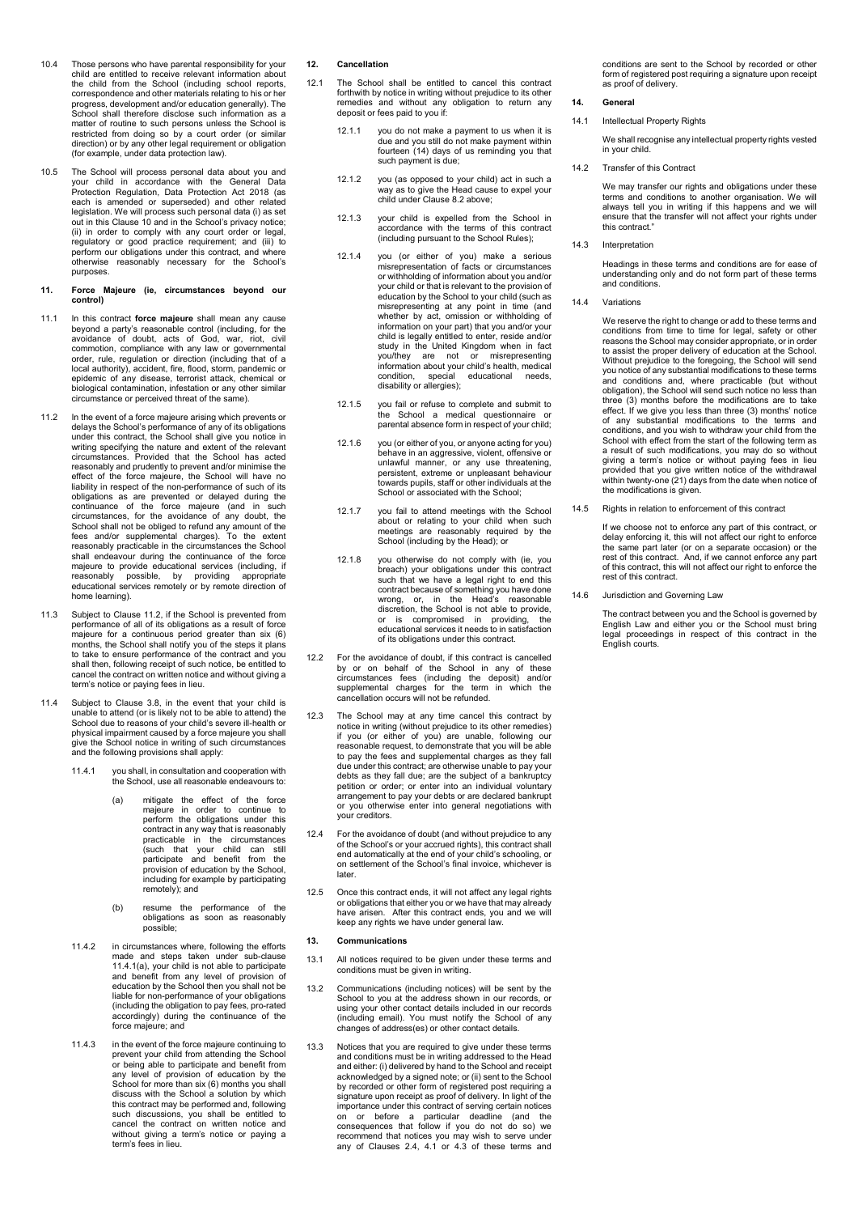10.4 Those persons who have parental responsibility for your child are entitled to receive relevant information about the child from the School (including school reports, correspondence and other materials relating to his or her progress, development and/or education generally). The School shall therefore disclose such information as a matter of routine to such persons unless the School is restricted from doing so by a court order (or similar direction) or by any other legal requirement or obligation (for example, under data protection law).

10.5 The School will process personal data about you and your child in accordance with the General Data Protection Regulation, Data Protection Act 2018 (as each is amended or superseded) and other related legislation. We will process such personal data (i) as set out in this Clause 10 and in the School's privacy notice; (ii) in order to comply with any court order or legal, regulatory or good practice requirement; and (iii) to perform our obligations under this contract, and where otherwise reasonably necessary for the School's purposes.

## 11. Force Majeure (ie, circumstances beyond our control)

11.1 In this contract **force majeure** shall mean any cause beyond a party's reasonable control (including, for the avoidance of doubt, acts of God, war, riot, civil commotion, compliance with any law or governmental order, rule, regulation or direction (including that of a local authority), accident, fire, flood, storm, pandemic or epidemic of any disease, terrorist attack, chemical or biological contamination, infestation or any other similar circumstance or perceived threat of the same).

11.2 In the event of a force majeure arising which prevents or delays the School's performance of any of its obligations under this contract, the School shall give you notice in writing specifying the nature and extent of the relevant circumstances. Provided that the School has acted reasonably and prudently to prevent and/or minimise the effect of the force majeure, the School will have no liability in respect of the non-performance of such of its obligations as are prevented or delayed during the continuance of the force majeure (and in such circumstances, for the avoidance of any doubt, the School shall not be obliged to refund any amount of the fees and/or supplemental charges). To the extent reasonably practicable in the circumstances the School shall endeavour during the continuance of the force majeure to provide educational services (including, if reasonably possible, by providing appropriate educational services remotely or by remote direction of home learning).

11.3 Subject to Clause 11.2, if the School is prevented from performance of all of its obligations as a result of force majeure for a continuous period greater than six (6) months, the School shall notify you of the steps it plans to take to ensure performance of the contract and you shall then, following receipt of such notice, be entitled to cancel the contract on written notice and without giving a term's notice or paying fees in lieu.

11.4 Subject to Clause 3.8, in the event that your child is unable to attend (or is likely not to be able to attend) the School due to reasons of your child's severe ill-health or physical impairment caused by a force majeure you shall give the School notice in writing of such circumstances and the following provisions shall apply:

11.4.1 you shall, in consultation and cooperation with the School, use all reasonable endeavours to:

(a) mitigate the effect of the force majeure in order to continue to perform the obligations under this contract in any way that is reasonably practicable in the circumstances (such that your child can still participate and benefit from the provision of education by the School, including for example by participating remotely); and

(b) resume the performance of the obligations as soon as reasonably possible;

11.4.2 in circumstances where, following the efforts made and steps taken under sub-clause 11.4.1(a), your child is not able to participate and benefit from any level of provision of education by the School then you shall not be liable for non-performance of your obligations (including the obligation to pay fees, pro-rated accordingly) during the continuance of the force majeure; and

11.4.3 in the event of the force majeure continuing to prevent your child from attending the School or being able to participate and benefit from any level of provision of education by the School for more than six (6) months you shall discuss with the School a solution by which this contract may be performed and, following such discussions, you shall be entitled to cancel the contract on written notice and without giving a term's notice or paying a term's fees in lieu.

## 12. Cancellation

12.1 The School shall be entitled to cancel this contract forthwith by notice in writing without prejudice to its other remedies and without any obligation to return any deposit or fees paid to you if:

12.1.1 you do not make a payment to us when it is due and you still do not make payment within fourteen (14) days of us reminding you that such payment is due;

12.1.2 you (as opposed to your child) act in such a way as to give the Head cause to expel your child under Clause 8.2 above;

12.1.3 your child is expelled from the School in accordance with the terms of this contract (including pursuant to the School Rules);

12.1.4 you (or either of you) make a serious misrepresentation of facts or circumstances or withholding of information about you and/or your child or that is relevant to the provision of education by the School to your child (such as misrepresenting at any point in time (and whether by act, omission or withholding of information on your part) that you and/or your child is legally entitled to enter, reside and/or study in the United Kingdom when in fact you/they are not or misrepresenting information about your child's health, medical condition, special educational needs, disability or allergies);

12.1.5 you fail or refuse to complete and submit to the School a medical questionnaire or parental absence form in respect of your child;

12.1.6 you (or either of you, or anyone acting for you) behave in an aggressive, violent, offensive or unlawful manner, or any use threatening, persistent, extreme or unpleasant behaviour towards pupils, staff or other individuals at the School or associated with the School;

12.1.7 you fail to attend meetings with the School about or relating to your child when such meetings are reasonably required by the School (including by the Head); or

12.1.8 you otherwise do not comply with (ie, you breach) your obligations under this contract such that we have a legal right to end this contract because of something you have done wrong, or, in the Head's reasonable discretion, the School is not able to provide, or is compromised in providing, the educational services it needs to in satisfaction of its obligations under this contract.

12.2 For the avoidance of doubt, if this contract is cancelled by or on behalf of the School in any of these circumstances fees (including the deposit) and/or supplemental charges for the term in which the cancellation occurs will not be refunded.

12.3 The School may at any time cancel this contract by notice in writing (without prejudice to its other remedies) if you (or either of you) are unable, following our reasonable request, to demonstrate that you will be able to pay the fees and supplemental charges as they fall due under this contract; are otherwise unable to pay your debts as they fall due; are the subject of a bankruptcy petition or order; or enter into an individual voluntary arrangement to pay your debts or are declared bankrupt or you otherwise enter into general negotiations with your creditors.

12.4 For the avoidance of doubt (and without prejudice to any of the School's or your accrued rights), this contract shall end automatically at the end of your child's schooling, or on settlement of the School's final invoice, whichever is later.

12.5 Once this contract ends, it will not affect any legal rights or obligations that either you or we have that may already have arisen. After this contract ends, you and we will keep any rights we have under general law.

## 13. Communications

13.1 All notices required to be given under these terms and conditions must be given in writing.

13.2 Communications (including notices) will be sent by the School to you at the address shown in our records, or using your other contact details included in our records (including email). You must notify the School of any changes of address(es) or other contact details.

13.3 Notices that you are required to give under these terms and conditions must be in writing addressed to the Head and either: (i) delivered by hand to the School and receipt acknowledged by a signed note; or (ii) sent to the School by recorded or other form of registered post requiring a signature upon receipt as proof of delivery. In light of the importance under this contract of serving certain notices on or before a particular deadline (and the consequences that follow if you do not do so) we recommend that notices you may wish to serve under any of Clauses 2.4, 4.1 or 4.3 of these terms and conditions are sent to the School by recorded or other form of registered post requiring a signature upon receipt as proof of delivery.

## 14. General

14.1 Intellectual Property Rights

We shall recognise any intellectual property rights vested in your child.

14.2 Transfer of this Contract

We may transfer our rights and obligations under these terms and conditions to another organisation. We will always tell you in writing if this happens and we will ensure that the transfer will not affect your rights under this contract."

14.3 Interpretation

Headings in these terms and conditions are for ease of understanding only and do not form part of these terms and conditions.

14.4 Variations

We reserve the right to change or add to these terms and conditions from time to time for legal, safety or other reasons the School may consider appropriate, or in order to assist the proper delivery of education at the School. Without prejudice to the foregoing, the School will send you notice of any substantial modifications to these terms and conditions and, where practicable (but without obligation), the School will send such notice no less than three (3) months before the modifications are to take effect. If we give you less than three (3) months' notice of any substantial modifications to the terms and conditions, and you wish to withdraw your child from the School with effect from the start of the following term as a result of such modifications, you may do so without giving a term's notice or without paying fees in lieu provided that you give written notice of the withdrawal within twenty-one (21) days from the date when notice of the modifications is given.

14.5 Rights in relation to enforcement of this contract

If we choose not to enforce any part of this contract, or delay enforcing it, this will not affect our right to enforce the same part later (or on a separate occasion) or the rest of this contract. And, if we cannot enforce any part of this contract, this will not affect our right to enforce the rest of this contract.

14.6 Jurisdiction and Governing Law

The contract between you and the School is governed by English Law and either you or the School must bring legal proceedings in respect of this contract in the English courts.